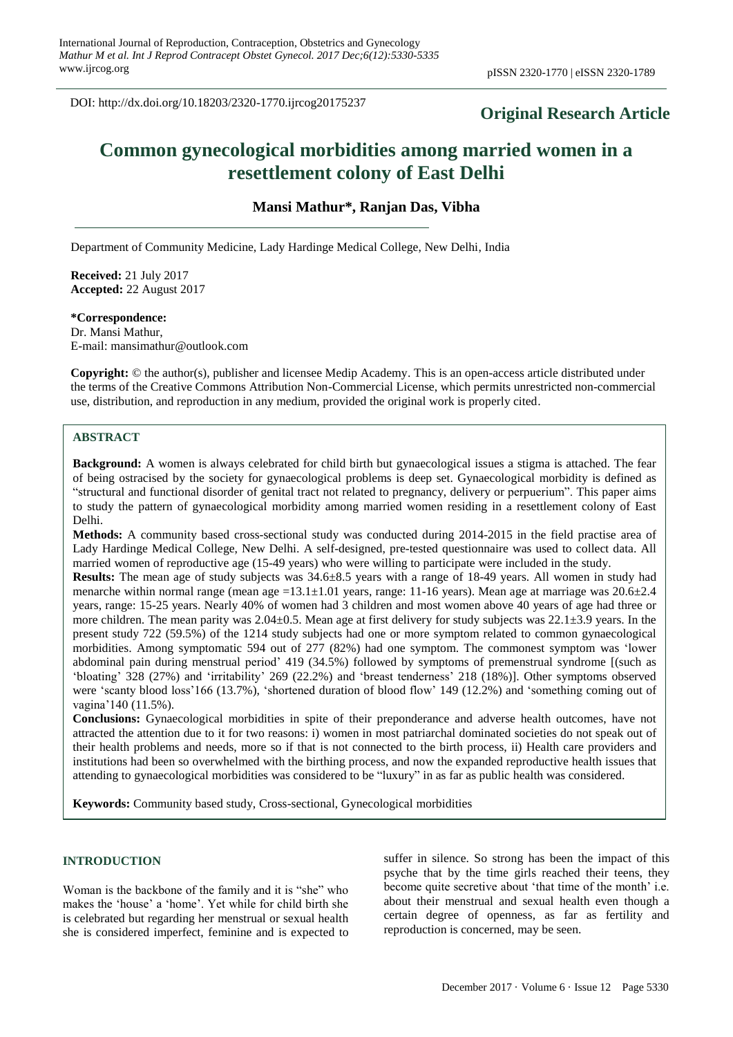DOI: http://dx.doi.org/10.18203/2320-1770.ijrcog20175237

**Original Research Article**

# Common gynecological morbidities among married women in a resettlement colony of East Delhi

**Mansi Mathur\*, Ranjan Das, Vibha**

Department of Community Medicine, Lady Hardinge Medical College, New Delhi, India

**Received:** 21 July 2017
**Accepted:** 22 August 2017

**\*Correspondence:**
Dr. Mansi Mathur,
E-mail: mansimathur@outlook.com

**Copyright:** © the author(s), publisher and licensee Medip Academy. This is an open-access article distributed under the terms of the Creative Commons Attribution Non-Commercial License, which permits unrestricted non-commercial use, distribution, and reproduction in any medium, provided the original work is properly cited.

## ABSTRACT

**Background:** A women is always celebrated for child birth but gynaecological issues a stigma is attached. The fear of being ostracised by the society for gynaecological problems is deep set. Gynaecological morbidity is defined as "structural and functional disorder of genital tract not related to pregnancy, delivery or perpuerium". This paper aims to study the pattern of gynaecological morbidity among married women residing in a resettlement colony of East Delhi.

**Methods:** A community based cross-sectional study was conducted during 2014-2015 in the field practise area of Lady Hardinge Medical College, New Delhi. A self-designed, pre-tested questionnaire was used to collect data. All married women of reproductive age (15-49 years) who were willing to participate were included in the study.

**Results:** The mean age of study subjects was 34.6±8.5 years with a range of 18-49 years. All women in study had menarche within normal range (mean age =13.1±1.01 years, range: 11-16 years). Mean age at marriage was 20.6±2.4 years, range: 15-25 years. Nearly 40% of women had 3 children and most women above 40 years of age had three or more children. The mean parity was 2.04±0.5. Mean age at first delivery for study subjects was 22.1±3.9 years. In the present study 722 (59.5%) of the 1214 study subjects had one or more symptom related to common gynaecological morbidities. Among symptomatic 594 out of 277 (82%) had one symptom. The commonest symptom was 'lower abdominal pain during menstrual period' 419 (34.5%) followed by symptoms of premenstrual syndrome [(such as 'bloating' 328 (27%) and 'irritability' 269 (22.2%) and 'breast tenderness' 218 (18%)]. Other symptoms observed were 'scanty blood loss'166 (13.7%), 'shortened duration of blood flow' 149 (12.2%) and 'something coming out of vagina'140 (11.5%).

**Conclusions:** Gynaecological morbidities in spite of their preponderance and adverse health outcomes, have not attracted the attention due to it for two reasons: i) women in most patriarchal dominated societies do not speak out of their health problems and needs, more so if that is not connected to the birth process, ii) Health care providers and institutions had been so overwhelmed with the birthing process, and now the expanded reproductive health issues that attending to gynaecological morbidities was considered to be "luxury" in as far as public health was considered.

**Keywords:** Community based study, Cross-sectional, Gynecological morbidities

## INTRODUCTION

Woman is the backbone of the family and it is "she" who makes the 'house' a 'home'. Yet while for child birth she is celebrated but regarding her menstrual or sexual health she is considered imperfect, feminine and is expected to suffer in silence. So strong has been the impact of this psyche that by the time girls reached their teens, they become quite secretive about 'that time of the month' i.e. about their menstrual and sexual health even though a certain degree of openness, as far as fertility and reproduction is concerned, may be seen.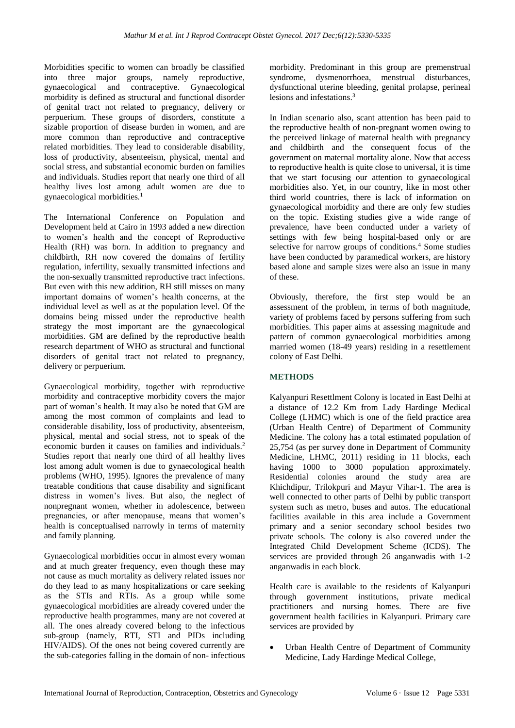Morbidities specific to women can broadly be classified into three major groups, namely reproductive, gynaecological and contraceptive. Gynaecological morbidity is defined as structural and functional disorder of genital tract not related to pregnancy, delivery or perpuerium. These groups of disorders, constitute a sizable proportion of disease burden in women, and are more common than reproductive and contraceptive related morbidities. They lead to considerable disability, loss of productivity, absenteeism, physical, mental and social stress, and substantial economic burden on families and individuals. Studies report that nearly one third of all healthy lives lost among adult women are due to gynaecological morbidities.[1]

The International Conference on Population and Development held at Cairo in 1993 added a new direction to women's health and the concept of Reproductive Health (RH) was born. In addition to pregnancy and childbirth, RH now covered the domains of fertility regulation, infertility, sexually transmitted infections and the non-sexually transmitted reproductive tract infections. But even with this new addition, RH still misses on many important domains of women's health concerns, at the individual level as well as at the population level. Of the domains being missed under the reproductive health strategy the most important are the gynaecological morbidities. GM are defined by the reproductive health research department of WHO as structural and functional disorders of genital tract not related to pregnancy, delivery or perpuerium.

Gynaecological morbidity, together with reproductive morbidity and contraceptive morbidity covers the major part of woman's health. It may also be noted that GM are among the most common of complaints and lead to considerable disability, loss of productivity, absenteeism, physical, mental and social stress, not to speak of the economic burden it causes on families and individuals.[2] Studies report that nearly one third of all healthy lives lost among adult women is due to gynaecological health problems (WHO, 1995). Ignores the prevalence of many treatable conditions that cause disability and significant distress in women's lives. But also, the neglect of nonpregnant women, whether in adolescence, between pregnancies, or after menopause, means that women's health is conceptualised narrowly in terms of maternity and family planning.

Gynaecological morbidities occur in almost every woman and at much greater frequency, even though these may not cause as much mortality as delivery related issues nor do they lead to as many hospitalizations or care seeking as the STIs and RTIs. As a group while some gynaecological morbidities are already covered under the reproductive health programmes, many are not covered at all. The ones already covered belong to the infectious sub-group (namely, RTI, STI and PIDs including HIV/AIDS). Of the ones not being covered currently are the sub-categories falling in the domain of non- infectious morbidity. Predominant in this group are premenstrual syndrome, dysmenorrhoea, menstrual disturbances, dysfunctional uterine bleeding, genital prolapse, perineal lesions and infestations.[3]

In Indian scenario also, scant attention has been paid to the reproductive health of non-pregnant women owing to the perceived linkage of maternal health with pregnancy and childbirth and the consequent focus of the government on maternal mortality alone. Now that access to reproductive health is quite close to universal, it is time that we start focusing our attention to gynaecological morbidities also. Yet, in our country, like in most other third world countries, there is lack of information on gynaecological morbidity and there are only few studies on the topic. Existing studies give a wide range of prevalence, have been conducted under a variety of settings with few being hospital-based only or are selective for narrow groups of conditions.[4] Some studies have been conducted by paramedical workers, are history based alone and sample sizes were also an issue in many of these.

Obviously, therefore, the first step would be an assessment of the problem, in terms of both magnitude, variety of problems faced by persons suffering from such morbidities. This paper aims at assessing magnitude and pattern of common gynaecological morbidities among married women (18-49 years) residing in a resettlement colony of East Delhi.

## METHODS

Kalyanpuri Resettlment Colony is located in East Delhi at a distance of 12.2 Km from Lady Hardinge Medical College (LHMC) which is one of the field practice area (Urban Health Centre) of Department of Community Medicine. The colony has a total estimated population of 25,754 (as per survey done in Department of Community Medicine, LHMC, 2011) residing in 11 blocks, each having 1000 to 3000 population approximately. Residential colonies around the study area are Khichdipur, Trilokpuri and Mayur Vihar-1. The area is well connected to other parts of Delhi by public transport system such as metro, buses and autos. The educational facilities available in this area include a Government primary and a senior secondary school besides two private schools. The colony is also covered under the Integrated Child Development Scheme (ICDS). The services are provided through 26 anganwadis with 1-2 anganwadis in each block.

Health care is available to the residents of Kalyanpuri through government institutions, private medical practitioners and nursing homes. There are five government health facilities in Kalyanpuri. Primary care services are provided by

- Urban Health Centre of Department of Community Medicine, Lady Hardinge Medical College,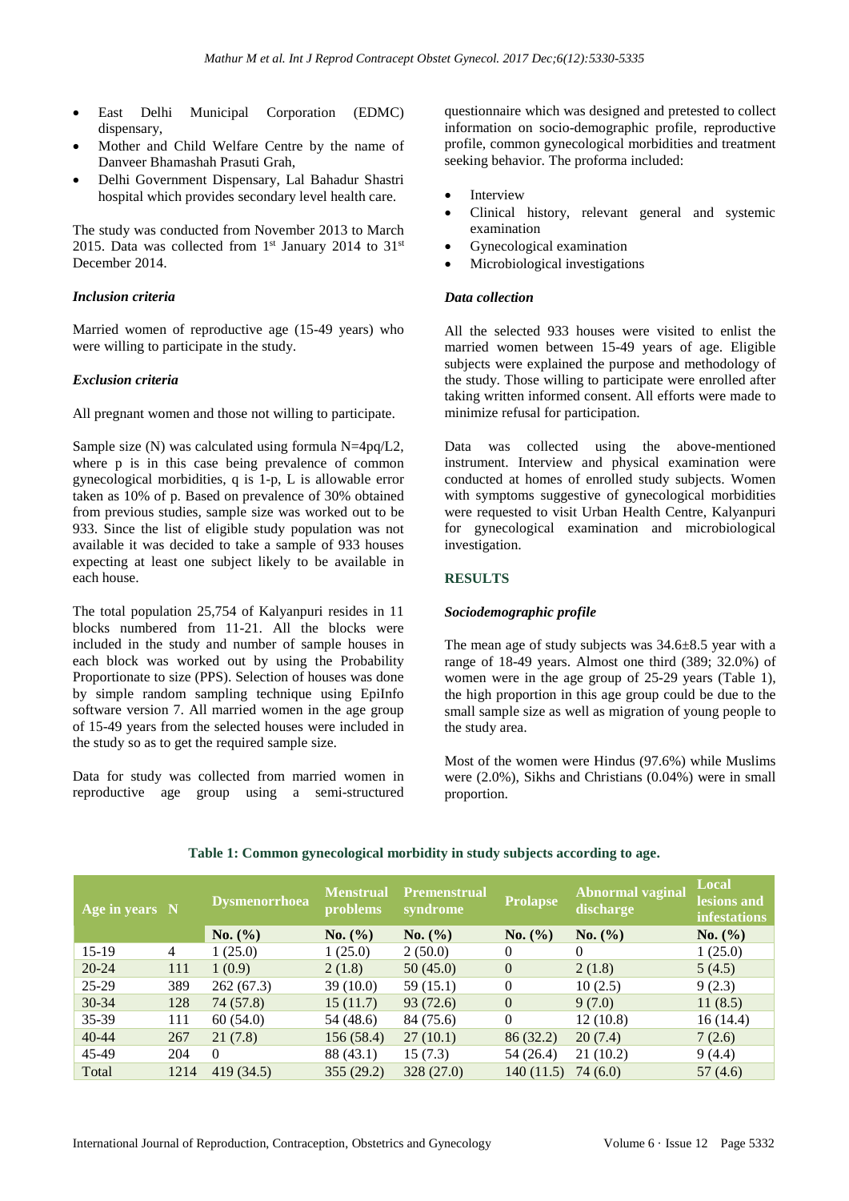- East Delhi Municipal Corporation (EDMC) dispensary,
- Mother and Child Welfare Centre by the name of Danveer Bhamashah Prasuti Grah,
- Delhi Government Dispensary, Lal Bahadur Shastri hospital which provides secondary level health care.

The study was conducted from November 2013 to March 2015. Data was collected from 1[st] January 2014 to 31[st] December 2014.

### *Inclusion criteria*

Married women of reproductive age (15-49 years) who were willing to participate in the study.

### *Exclusion criteria*

All pregnant women and those not willing to participate.

Sample size (N) was calculated using formula N=4pq/L2, where p is in this case being prevalence of common gynecological morbidities, q is 1-p, L is allowable error taken as 10% of p. Based on prevalence of 30% obtained from previous studies, sample size was worked out to be 933. Since the list of eligible study population was not available it was decided to take a sample of 933 houses expecting at least one subject likely to be available in each house.

The total population 25,754 of Kalyanpuri resides in 11 blocks numbered from 11-21. All the blocks were included in the study and number of sample houses in each block was worked out by using the Probability Proportionate to size (PPS). Selection of houses was done by simple random sampling technique using EpiInfo software version 7. All married women in the age group of 15-49 years from the selected houses were included in the study so as to get the required sample size.

Data for study was collected from married women in reproductive age group using a semi-structured questionnaire which was designed and pretested to collect information on socio-demographic profile, reproductive profile, common gynecological morbidities and treatment seeking behavior. The proforma included:

- Interview
- Clinical history, relevant general and systemic examination
- Gynecological examination
- Microbiological investigations

### *Data collection*

All the selected 933 houses were visited to enlist the married women between 15-49 years of age. Eligible subjects were explained the purpose and methodology of the study. Those willing to participate were enrolled after taking written informed consent. All efforts were made to minimize refusal for participation.

Data was collected using the above-mentioned instrument. Interview and physical examination were conducted at homes of enrolled study subjects. Women with symptoms suggestive of gynecological morbidities were requested to visit Urban Health Centre, Kalyanpuri for gynecological examination and microbiological investigation.

## RESULTS

### *Sociodemographic profile*

The mean age of study subjects was 34.6±8.5 year with a range of 18-49 years. Almost one third (389; 32.0%) of women were in the age group of 25-29 years (Table 1), the high proportion in this age group could be due to the small sample size as well as migration of young people to the study area.

Most of the women were Hindus (97.6%) while Muslims were (2.0%), Sikhs and Christians (0.04%) were in small proportion.

**Table 1: Common gynecological morbidity in study subjects according to age.**

| Age in years | N | Dysmenorrhoea | Menstrual problems | Premenstrual syndrome | Prolapse | Abnormal vaginal discharge | Local lesions and infestations |
|---|---|---|---|---|---|---|---|
| | | No. (%) | No. (%) | No. (%) | No. (%) | No. (%) | No. (%) |
| 15-19 | 4 | 1 (25.0) | 1 (25.0) | 2 (50.0) | 0 | 0 | 1 (25.0) |
| 20-24 | 111 | 1 (0.9) | 2 (1.8) | 50 (45.0) | 0 | 2 (1.8) | 5 (4.5) |
| 25-29 | 389 | 262 (67.3) | 39 (10.0) | 59 (15.1) | 0 | 10 (2.5) | 9 (2.3) |
| 30-34 | 128 | 74 (57.8) | 15 (11.7) | 93 (72.6) | 0 | 9 (7.0) | 11 (8.5) |
| 35-39 | 111 | 60 (54.0) | 54 (48.6) | 84 (75.6) | 0 | 12 (10.8) | 16 (14.4) |
| 40-44 | 267 | 21 (7.8) | 156 (58.4) | 27 (10.1) | 86 (32.2) | 20 (7.4) | 7 (2.6) |
| 45-49 | 204 | 0 | 88 (43.1) | 15 (7.3) | 54 (26.4) | 21 (10.2) | 9 (4.4) |
| Total | 1214 | 419 (34.5) | 355 (29.2) | 328 (27.0) | 140 (11.5) | 74 (6.0) | 57 (4.6) |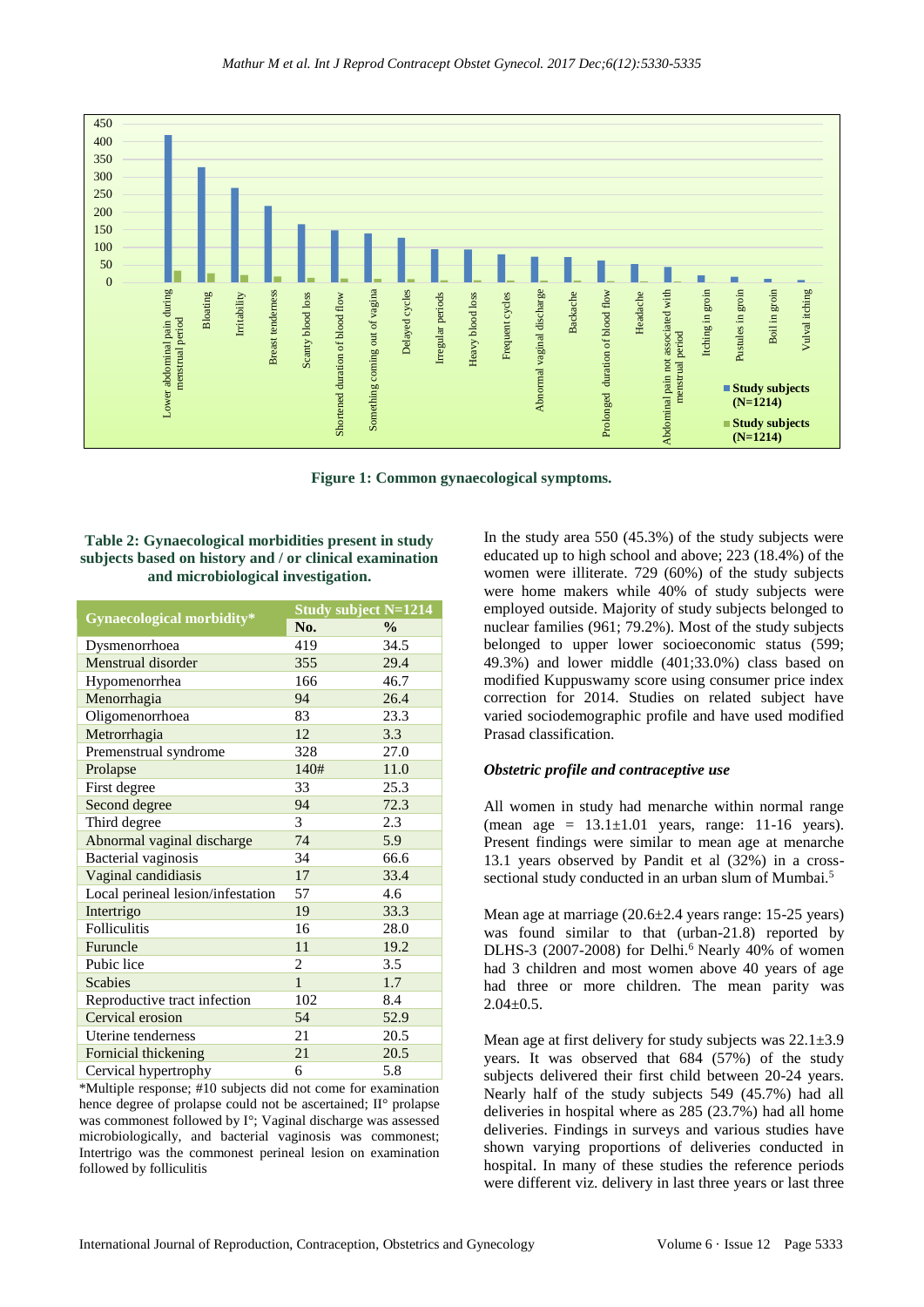Figure 1: Common gynaecological symptoms.

**Table 2: Gynaecological morbidities present in study subjects based on history and / or clinical examination and microbiological investigation.**

| Gynaecological morbidity* | Study subject N=1214 | |
|---|---|---|
| | No. | % |
| Dysmenorrhoea | 419 | 34.5 |
| Menstrual disorder | 355 | 29.4 |
| Hypomenorrhea | 166 | 46.7 |
| Menorrhagia | 94 | 26.4 |
| Oligomenorrhoea | 83 | 23.3 |
| Metrorrhagia | 12 | 3.3 |
| Premenstrual syndrome | 328 | 27.0 |
| Prolapse | 140# | 11.0 |
| First degree | 33 | 25.3 |
| Second degree | 94 | 72.3 |
| Third degree | 3 | 2.3 |
| Abnormal vaginal discharge | 74 | 5.9 |
| Bacterial vaginosis | 34 | 66.6 |
| Vaginal candidiasis | 17 | 33.4 |
| Local perineal lesion/infestation | 57 | 4.6 |
| Intertrigo | 19 | 33.3 |
| Folliculitis | 16 | 28.0 |
| Furuncle | 11 | 19.2 |
| Pubic lice | 2 | 3.5 |
| Scabies | 1 | 1.7 |
| Reproductive tract infection | 102 | 8.4 |
| Cervical erosion | 54 | 52.9 |
| Uterine tenderness | 21 | 20.5 |
| Fornicial thickening | 21 | 20.5 |
| Cervical hypertrophy | 6 | 5.8 |

*Multiple response; #10 subjects did not come for examination hence degree of prolapse could not be ascertained; II° prolapse was commonest followed by I°; Vaginal discharge was assessed microbiologically, and bacterial vaginosis was commonest; Intertrigo was the commonest perineal lesion on examination followed by folliculitis

In the study area 550 (45.3%) of the study subjects were educated up to high school and above; 223 (18.4%) of the women were illiterate. 729 (60%) of the study subjects were home makers while 40% of study subjects were employed outside. Majority of study subjects belonged to nuclear families (961; 79.2%). Most of the study subjects belonged to upper lower socioeconomic status (599; 49.3%) and lower middle (401;33.0%) class based on modified Kuppuswamy score using consumer price index correction for 2014. Studies on related subject have varied sociodemographic profile and have used modified Prasad classification.

### *Obstetric profile and contraceptive use*

All women in study had menarche within normal range (mean age = 13.1±1.01 years, range: 11-16 years). Present findings were similar to mean age at menarche 13.1 years observed by Pandit et al (32%) in a cross-sectional study conducted in an urban slum of Mumbai.[5]

Mean age at marriage (20.6±2.4 years range: 15-25 years) was found similar to that (urban-21.8) reported by DLHS-3 (2007-2008) for Delhi.[6] Nearly 40% of women had 3 children and most women above 40 years of age had three or more children. The mean parity was 2.04±0.5.

Mean age at first delivery for study subjects was 22.1±3.9 years. It was observed that 684 (57%) of the study subjects delivered their first child between 20-24 years. Nearly half of the study subjects 549 (45.7%) had all deliveries in hospital where as 285 (23.7%) had all home deliveries. Findings in surveys and various studies have shown varying proportions of deliveries conducted in hospital. In many of these studies the reference periods were different viz. delivery in last three years or last three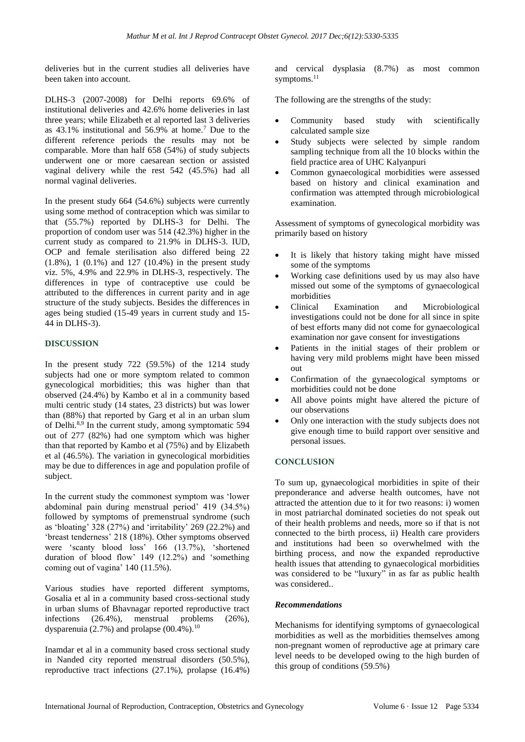deliveries but in the current studies all deliveries have been taken into account.

DLHS-3 (2007-2008) for Delhi reports 69.6% of institutional deliveries and 42.6% home deliveries in last three years; while Elizabeth et al reported last 3 deliveries as 43.1% institutional and 56.9% at home.[7] Due to the different reference periods the results may not be comparable. More than half 658 (54%) of study subjects underwent one or more caesarean section or assisted vaginal delivery while the rest 542 (45.5%) had all normal vaginal deliveries.

In the present study 664 (54.6%) subjects were currently using some method of contraception which was similar to that (55.7%) reported by DLHS-3 for Delhi. The proportion of condom user was 514 (42.3%) higher in the current study as compared to 21.9% in DLHS-3. IUD, OCP and female sterilisation also differed being 22 (1.8%), 1 (0.1%) and 127 (10.4%) in the present study viz. 5%, 4.9% and 22.9% in DLHS-3, respectively. The differences in type of contraceptive use could be attributed to the differences in current parity and in age structure of the study subjects. Besides the differences in ages being studied (15-49 years in current study and 15-44 in DLHS-3).

## DISCUSSION

In the present study 722 (59.5%) of the 1214 study subjects had one or more symptom related to common gynecological morbidities; this was higher than that observed (24.4%) by Kambo et al in a community based multi centric study (14 states, 23 districts) but was lower than (88%) that reported by Garg et al in an urban slum of Delhi.[8,9] In the current study, among symptomatic 594 out of 277 (82%) had one symptom which was higher than that reported by Kambo et al (75%) and by Elizabeth et al (46.5%). The variation in gynecological morbidities may be due to differences in age and population profile of subject.

In the current study the commonest symptom was 'lower abdominal pain during menstrual period' 419 (34.5%) followed by symptoms of premenstrual syndrome (such as 'bloating' 328 (27%) and 'irritability' 269 (22.2%) and 'breast tenderness' 218 (18%). Other symptoms observed were 'scanty blood loss' 166 (13.7%), 'shortened duration of blood flow' 149 (12.2%) and 'something coming out of vagina' 140 (11.5%).

Various studies have reported different symptoms, Gosalia et al in a community based cross-sectional study in urban slums of Bhavnagar reported reproductive tract infections (26.4%), menstrual problems (26%), dysparenuia (2.7%) and prolapse (00.4%).[10]

Inamdar et al in a community based cross sectional study in Nanded city reported menstrual disorders (50.5%), reproductive tract infections (27.1%), prolapse (16.4%) and cervical dysplasia (8.7%) as most common symptoms.[11]

The following are the strengths of the study:

- Community based study with scientifically calculated sample size
- Study subjects were selected by simple random sampling technique from all the 10 blocks within the field practice area of UHC Kalyanpuri
- Common gynaecological morbidities were assessed based on history and clinical examination and confirmation was attempted through microbiological examination.

Assessment of symptoms of gynecological morbidity was primarily based on history

- It is likely that history taking might have missed some of the symptoms
- Working case definitions used by us may also have missed out some of the symptoms of gynaecological morbidities
- Clinical Examination and Microbiological investigations could not be done for all since in spite of best efforts many did not come for gynaecological examination nor gave consent for investigations
- Patients in the initial stages of their problem or having very mild problems might have been missed out
- Confirmation of the gynaecological symptoms or morbidities could not be done
- All above points might have altered the picture of our observations
- Only one interaction with the study subjects does not give enough time to build rapport over sensitive and personal issues.

## CONCLUSION

To sum up, gynaecological morbidities in spite of their preponderance and adverse health outcomes, have not attracted the attention due to it for two reasons: i) women in most patriarchal dominated societies do not speak out of their health problems and needs, more so if that is not connected to the birth process, ii) Health care providers and institutions had been so overwhelmed with the birthing process, and now the expanded reproductive health issues that attending to gynaecological morbidities was considered to be "luxury" in as far as public health was considered..

### *Recommendations*

Mechanisms for identifying symptoms of gynaecological morbidities as well as the morbidities themselves among non-pregnant women of reproductive age at primary care level needs to be developed owing to the high burden of this group of conditions (59.5%)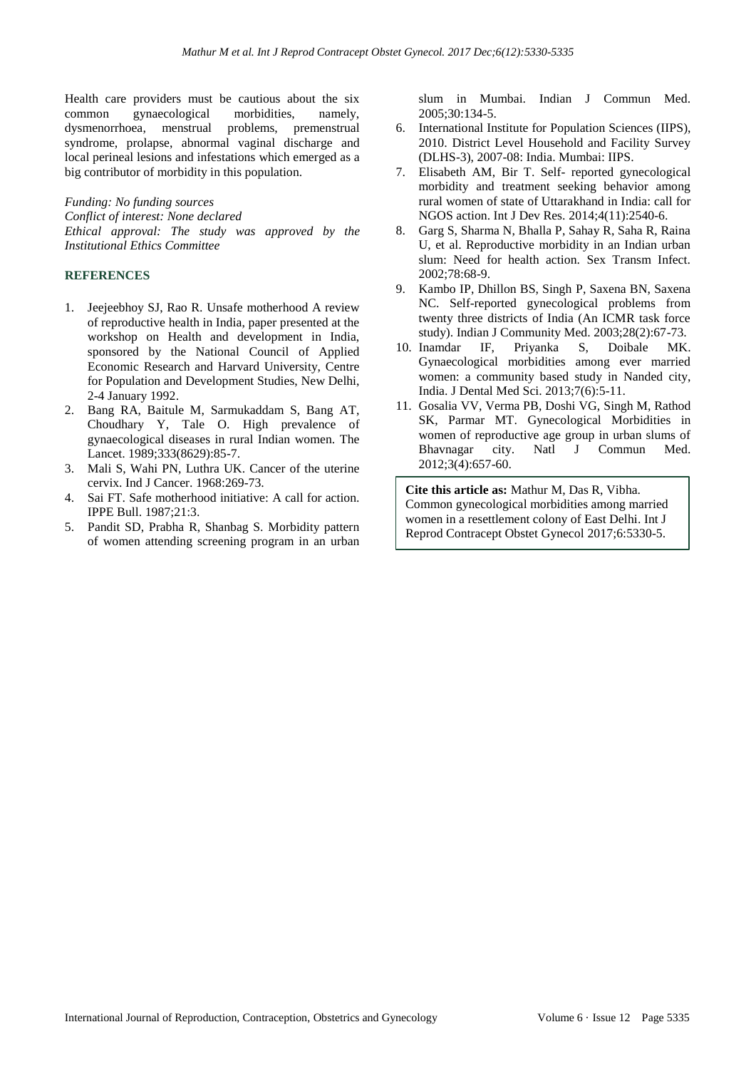Health care providers must be cautious about the six common gynaecological morbidities, namely, dysmenorrhoea, menstrual problems, premenstrual syndrome, prolapse, abnormal vaginal discharge and local perineal lesions and infestations which emerged as a big contributor of morbidity in this population.

*Funding: No funding sources*
*Conflict of interest: None declared*
*Ethical approval: The study was approved by the Institutional Ethics Committee*

## REFERENCES

1. Jeejeebhoy SJ, Rao R. Unsafe motherhood A review of reproductive health in India, paper presented at the workshop on Health and development in India, sponsored by the National Council of Applied Economic Research and Harvard University, Centre for Population and Development Studies, New Delhi, 2-4 January 1992.
2. Bang RA, Baitule M, Sarmukaddam S, Bang AT, Choudhary Y, Tale O. High prevalence of gynaecological diseases in rural Indian women. The Lancet. 1989;333(8629):85-7.
3. Mali S, Wahi PN, Luthra UK. Cancer of the uterine cervix. Ind J Cancer. 1968:269-73.
4. Sai FT. Safe motherhood initiative: A call for action. IPPE Bull. 1987;21:3.
5. Pandit SD, Prabha R, Shanbag S. Morbidity pattern of women attending screening program in an urban slum in Mumbai. Indian J Commun Med. 2005;30:134-5.
6. International Institute for Population Sciences (IIPS), 2010. District Level Household and Facility Survey (DLHS-3), 2007-08: India. Mumbai: IIPS.
7. Elisabeth AM, Bir T. Self- reported gynecological morbidity and treatment seeking behavior among rural women of state of Uttarakhand in India: call for NGOS action. Int J Dev Res. 2014;4(11):2540-6.
8. Garg S, Sharma N, Bhalla P, Sahay R, Saha R, Raina U, et al. Reproductive morbidity in an Indian urban slum: Need for health action. Sex Transm Infect. 2002;78:68-9.
9. Kambo IP, Dhillon BS, Singh P, Saxena BN, Saxena NC. Self-reported gynecological problems from twenty three districts of India (An ICMR task force study). Indian J Community Med. 2003;28(2):67-73.
10. Inamdar IF, Priyanka S, Doibale MK. Gynaecological morbidities among ever married women: a community based study in Nanded city, India. J Dental Med Sci. 2013;7(6):5-11.
11. Gosalia VV, Verma PB, Doshi VG, Singh M, Rathod SK, Parmar MT. Gynecological Morbidities in women of reproductive age group in urban slums of Bhavnagar city. Natl J Commun Med. 2012;3(4):657-60.

**Cite this article as:** Mathur M, Das R, Vibha. Common gynecological morbidities among married women in a resettlement colony of East Delhi. Int J Reprod Contracept Obstet Gynecol 2017;6:5330-5.